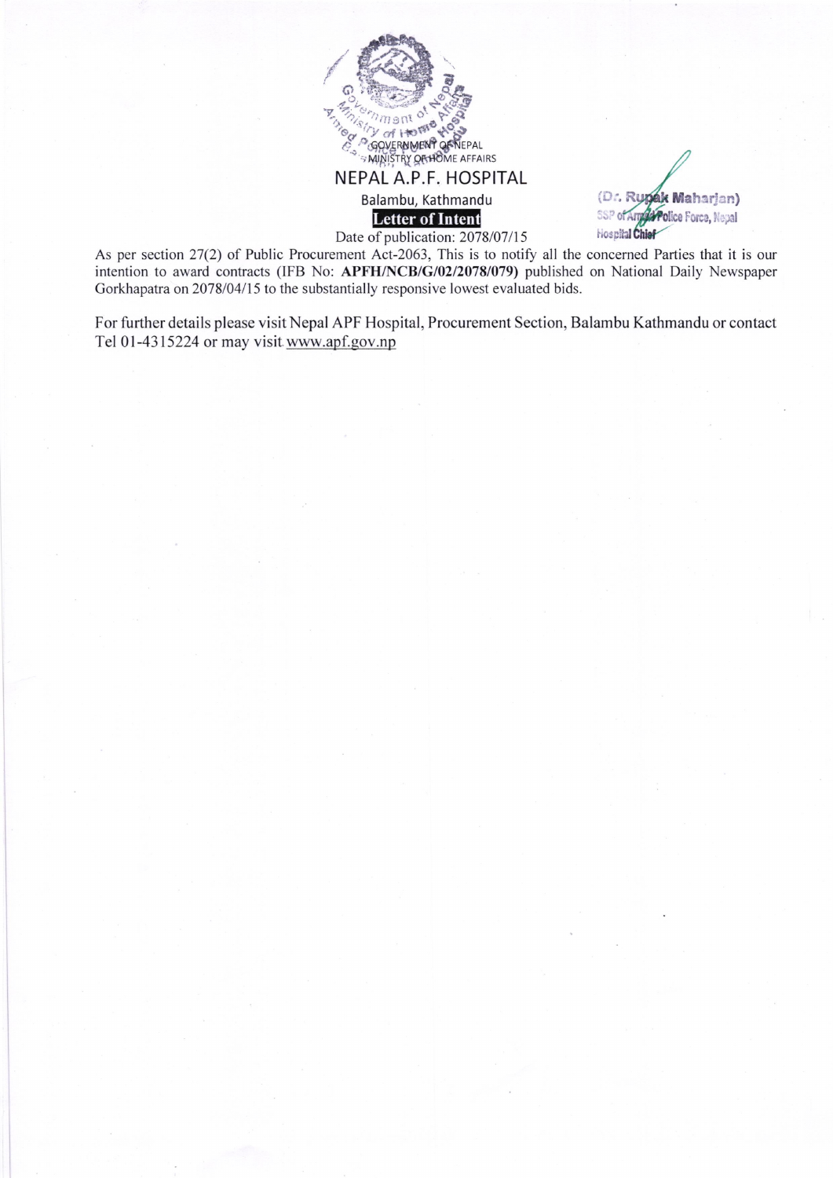GOVERNMENT OF NEPAL
MINISTRY OF HOME AFFAIRS

# NEPAL A.P.F. HOSPITAL

Balambu, Kathmandu

**Letter of Intent**

Date of publication: 2078/07/15

(Dr. Rupak Maharjan)
SSP of Armed Police Force, Nepal
Hospital Chief

As per section 27(2) of Public Procurement Act-2063, This is to notify all the concerned Parties that it is our intention to award contracts (IFB No: **APFH/NCB/G/02/2078/079)** published on National Daily Newspaper Gorkhapatra on 2078/04/15 to the substantially responsive lowest evaluated bids.

For further details please visit Nepal APF Hospital, Procurement Section, Balambu Kathmandu or contact Tel 01-4315224 or may visit www.apf.gov.np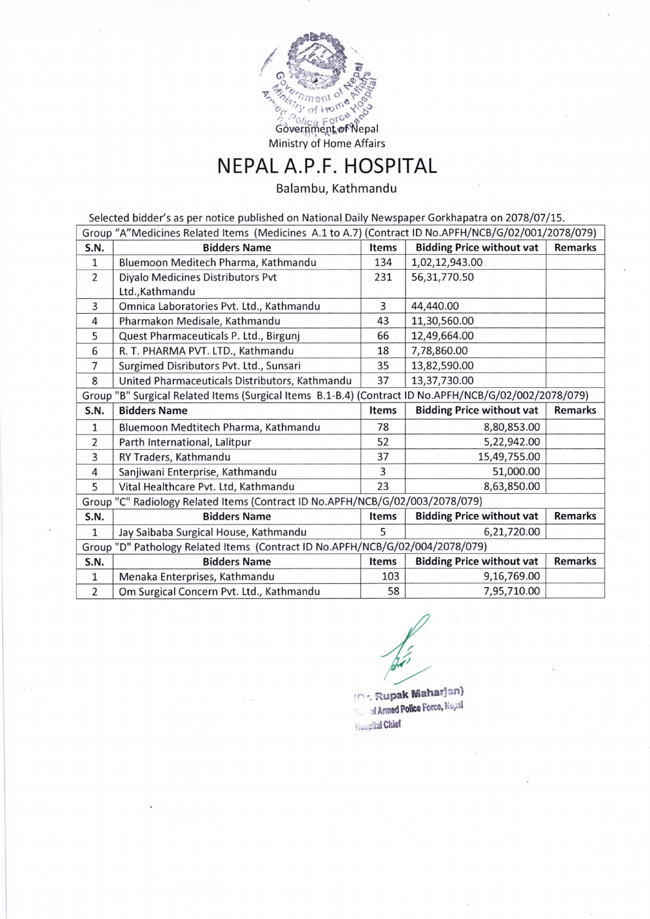Government of Nepal

Ministry of Home Affairs

# NEPAL A.P.F. HOSPITAL

Balambu, Kathmandu

Selected bidder's as per notice published on National Daily Newspaper Gorkhapatra on 2078/07/15.

| Group "A"Medicines Related Items (Medicines A.1 to A.7) (Contract ID No.APFH/NCB/G/02/001/2078/079) | | | | |
|---|---|---|---|---|
| **S.N.** | **Bidders Name** | **Items** | **Bidding Price without vat** | **Remarks** |
| 1 | Bluemoon Meditech Pharma, Kathmandu | 134 | 1,02,12,943.00 | |
| 2 | Diyalo Medicines Distributors Pvt Ltd.,Kathmandu | 231 | 56,31,770.50 | |
| 3 | Omnica Laboratories Pvt. Ltd., Kathmandu | 3 | 44,440.00 | |
| 4 | Pharmakon Medisale, Kathmandu | 43 | 11,30,560.00 | |
| 5 | Quest Pharmaceuticals P. Ltd., Birgunj | 66 | 12,49,664.00 | |
| 6 | R. T. PHARMA PVT. LTD., Kathmandu | 18 | 7,78,860.00 | |
| 7 | Surgimed Disributors Pvt. Ltd., Sunsari | 35 | 13,82,590.00 | |
| 8 | United Pharmaceuticals Distributors, Kathmandu | 37 | 13,37,730.00 | |

| Group "B" Surgical Related Items (Surgical Items B.1-B.4) (Contract ID No.APFH/NCB/G/02/002/2078/079) | | | | |
|---|---|---|---|---|
| **S.N.** | **Bidders Name** | **Items** | **Bidding Price without vat** | **Remarks** |
| 1 | Bluemoon Medtitech Pharma, Kathmandu | 78 | 8,80,853.00 | |
| 2 | Parth International, Lalitpur | 52 | 5,22,942.00 | |
| 3 | RY Traders, Kathmandu | 37 | 15,49,755.00 | |
| 4 | Sanjiwani Enterprise, Kathmandu | 3 | 51,000.00 | |
| 5 | Vital Healthcare Pvt. Ltd, Kathmandu | 23 | 8,63,850.00 | |

| Group "C" Radiology Related Items (Contract ID No.APFH/NCB/G/02/003/2078/079) | | | | |
|---|---|---|---|---|
| **S.N.** | **Bidders Name** | **Items** | **Bidding Price without vat** | **Remarks** |
| 1 | Jay Saibaba Surgical House, Kathmandu | 5 | 6,21,720.00 | |

| Group "D" Pathology Related Items (Contract ID No.APFH/NCB/G/02/004/2078/079) | | | | |
|---|---|---|---|---|
| **S.N.** | **Bidders Name** | **Items** | **Bidding Price without vat** | **Remarks** |
| 1 | Menaka Enterprises, Kathmandu | 103 | 9,16,769.00 | |
| 2 | Om Surgical Concern Pvt. Ltd., Kathmandu | 58 | 7,95,710.00 | |

(Dr. Rupak Maharjan)

SSP of Armed Police Force, Nepal

Hospital Chief